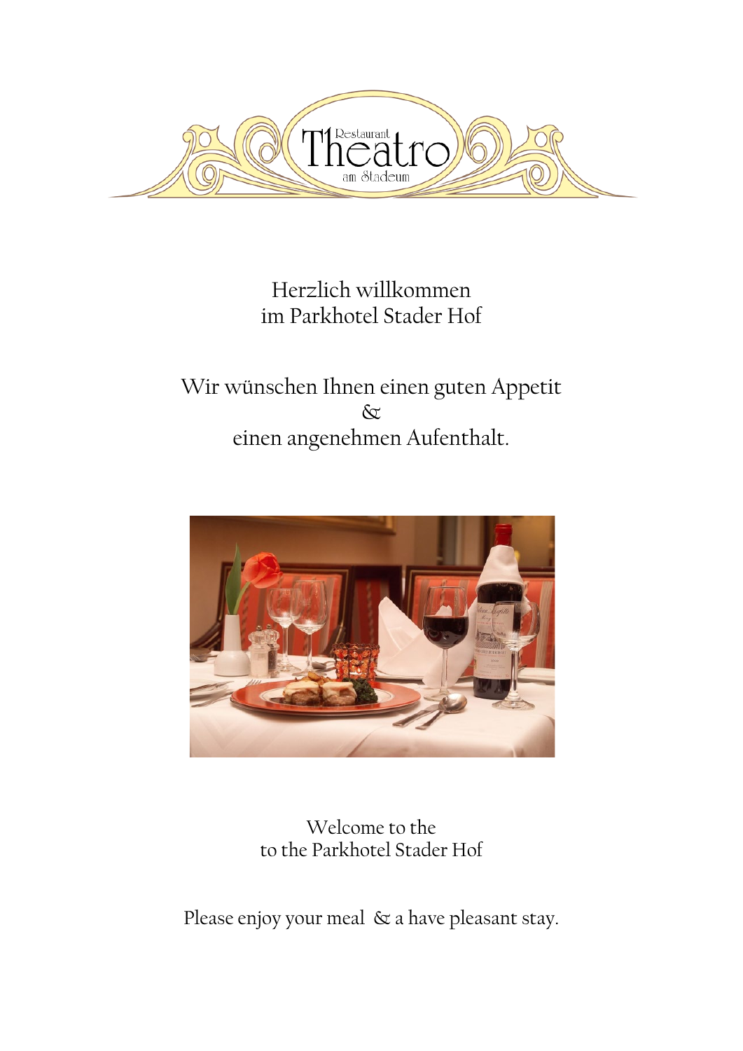Restaurant Theatro am Stadeum

Herzlich willkommen
im Parkhotel Stader Hof

Wir wünschen Ihnen einen guten Appetit
&
einen angenehmen Aufenthalt.

Welcome to the
to the Parkhotel Stader Hof

Please enjoy your meal & a have pleasant stay.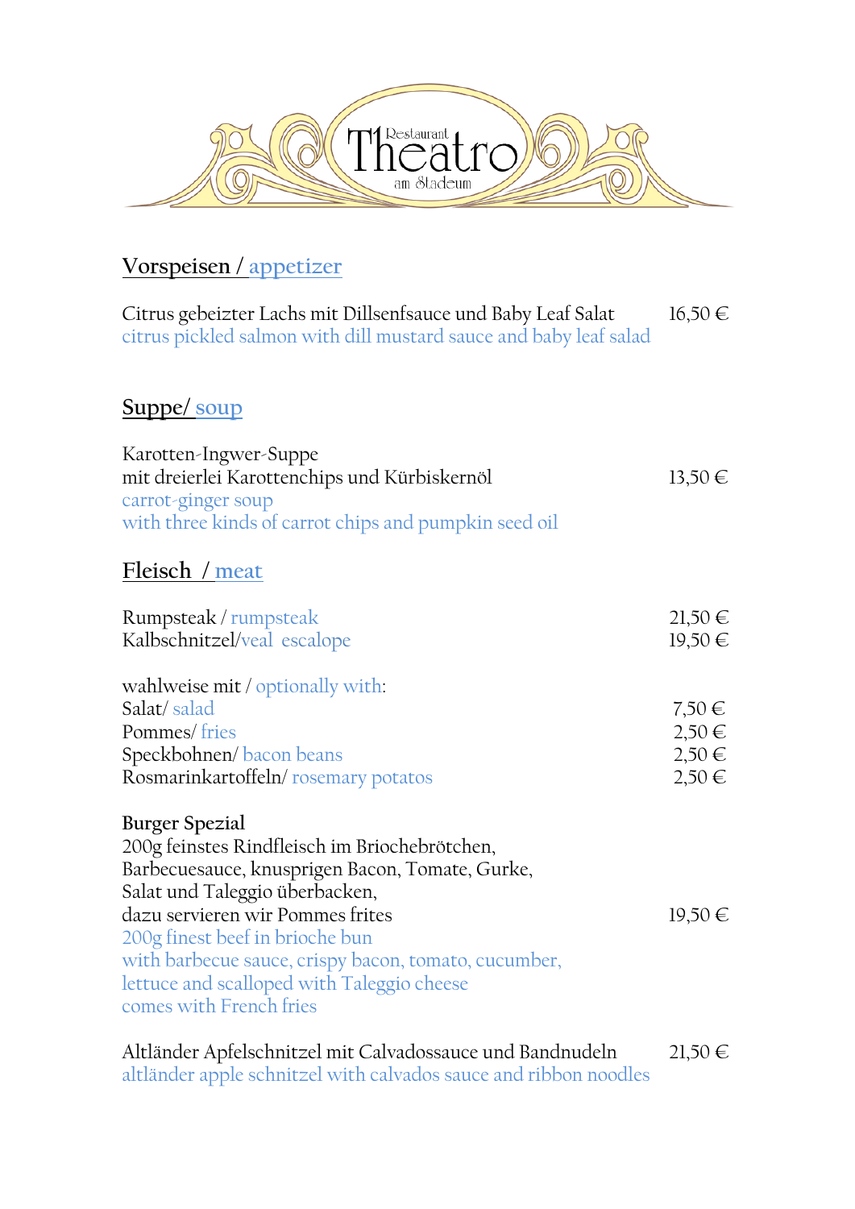# Restaurant Theatro am Stadeum

## Vorspeisen / appetizer

Citrus gebeizter Lachs mit Dillsenfsauce und Baby Leaf Salat — 16,50 €
citrus pickled salmon with dill mustard sauce and baby leaf salad

## Suppe/ soup

Karotten-Ingwer-Suppe
mit dreierlei Karottenchips und Kürbiskernöl — 13,50 €
carrot-ginger soup
with three kinds of carrot chips and pumpkin seed oil

## Fleisch / meat

Rumpsteak / rumpsteak — 21,50 €
Kalbschnitzel/veal escalope — 19,50 €

wahlweise mit / optionally with:
Salat/ salad — 7,50 €
Pommes/ fries — 2,50 €
Speckbohnen/ bacon beans — 2,50 €
Rosmarinkartoffeln/ rosemary potatos — 2,50 €

**Burger Spezial**
200g feinstes Rindfleisch im Briochebrötchen,
Barbecuesauce, knusprigen Bacon, Tomate, Gurke,
Salat und Taleggio überbacken,
dazu servieren wir Pommes frites — 19,50 €
200g finest beef in brioche bun
with barbecue sauce, crispy bacon, tomato, cucumber,
lettuce and scalloped with Taleggio cheese
comes with French fries

Altländer Apfelschnitzel mit Calvadossauce und Bandnudeln — 21,50 €
altländer apple schnitzel with calvados sauce and ribbon noodles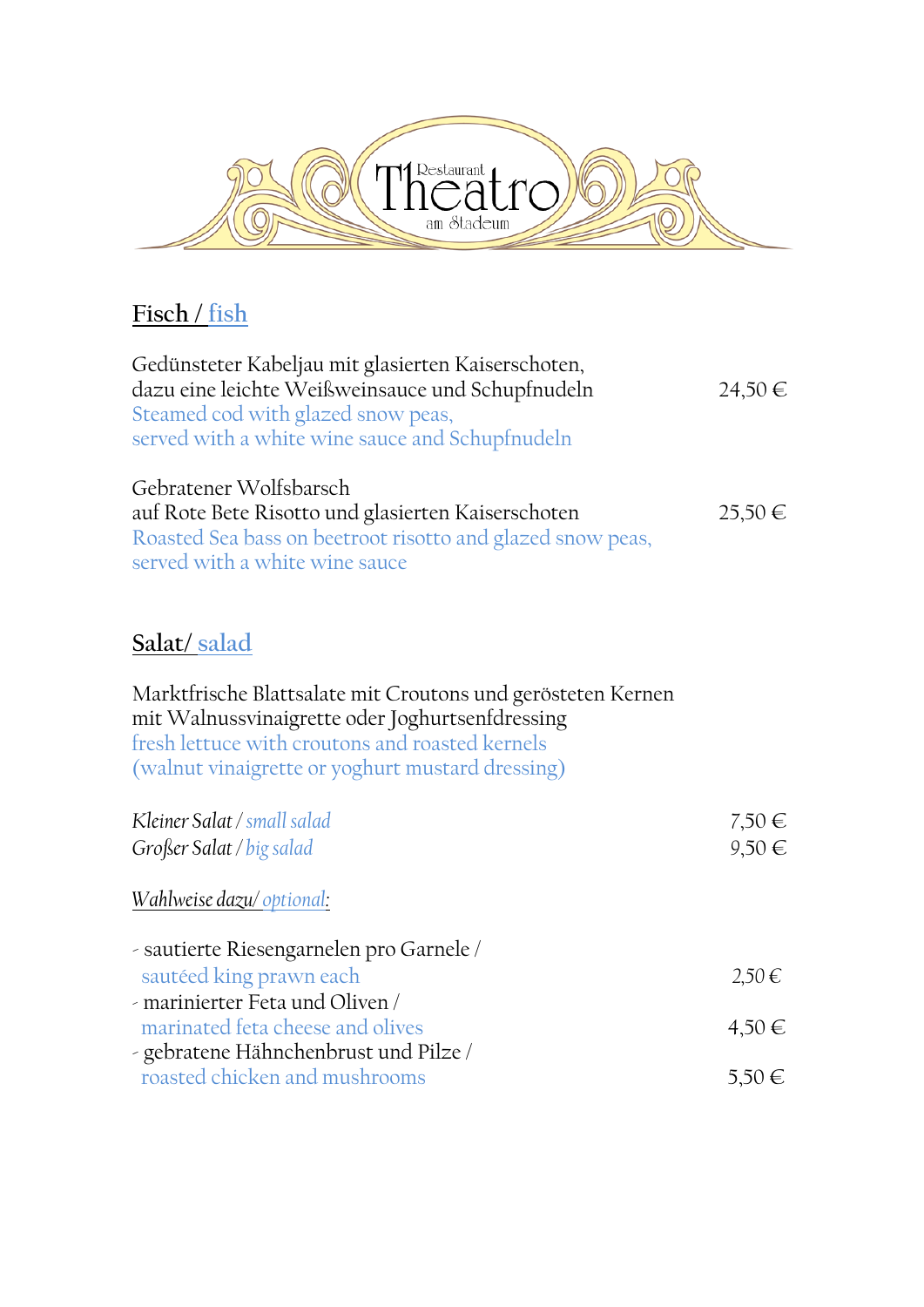Restaurant Theatro am Stadeum

## Fisch / fish

Gedünsteter Kabeljau mit glasierten Kaiserschoten,
dazu eine leichte Weißweinsauce und Schupfnudeln — 24,50 €
Steamed cod with glazed snow peas,
served with a white wine sauce and Schupfnudeln

Gebratener Wolfsbarsch
auf Rote Bete Risotto und glasierten Kaiserschoten — 25,50 €
Roasted Sea bass on beetroot risotto and glazed snow peas,
served with a white wine sauce

## Salat/ salad

Marktfrische Blattsalate mit Croutons und gerösteten Kernen
mit Walnussvinaigrette oder Joghurtsenfdressing
fresh lettuce with croutons and roasted kernels
(walnut vinaigrette or yoghurt mustard dressing)

*Kleiner Salat / small salad* — 7,50 €
*Großer Salat / big salad* — 9,50 €

*Wahlweise dazu/ optional:*

- sautierte Riesengarnelen pro Garnele / sautéed king prawn each — 2,50 €
- marinierter Feta und Oliven / marinated feta cheese and olives — 4,50 €
- gebratene Hähnchenbrust und Pilze / roasted chicken and mushrooms — 5,50 €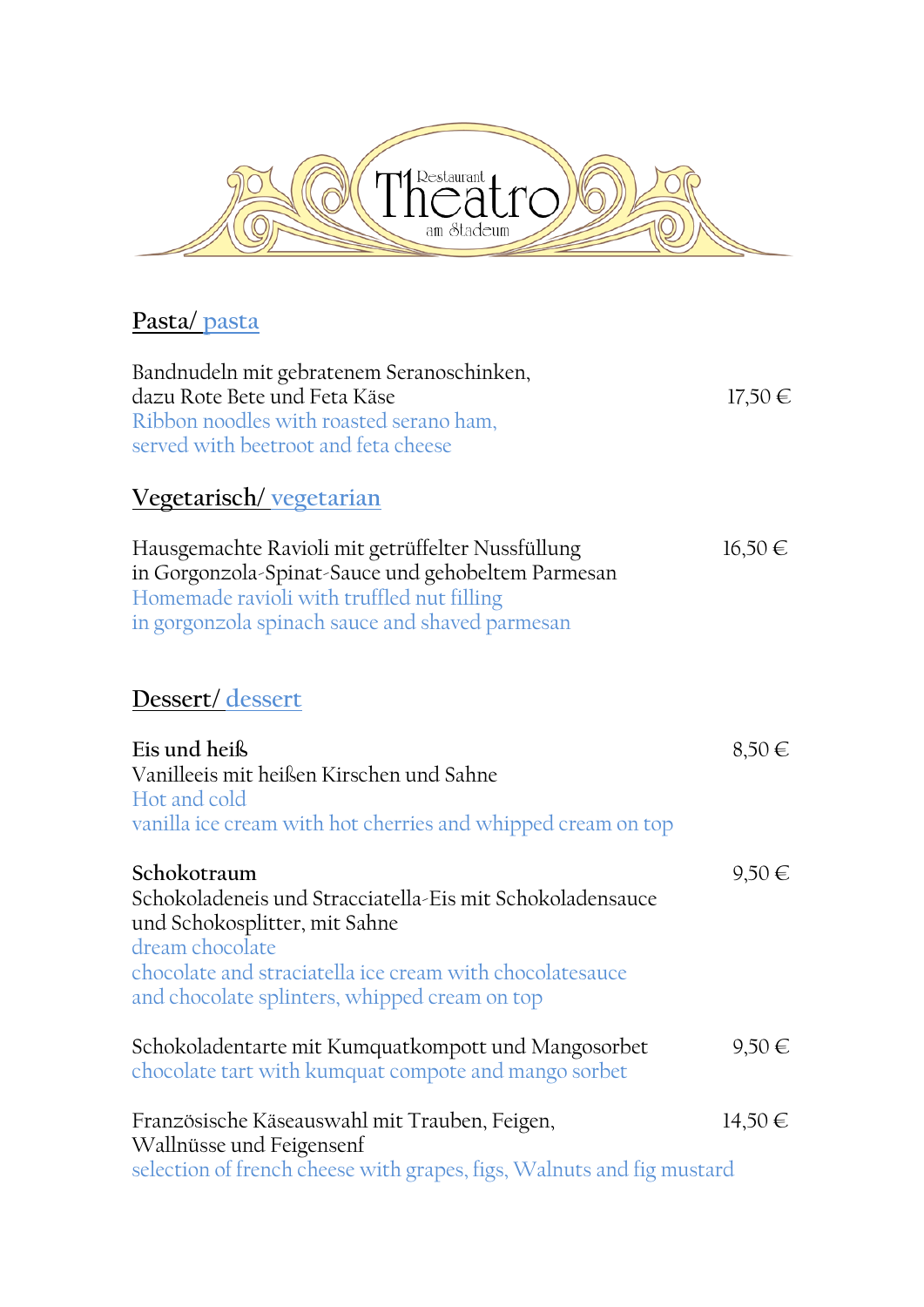Restaurant Theatro am Stadeum

## Pasta/ pasta

Bandnudeln mit gebratenem Seranoschinken,
dazu Rote Bete und Feta Käse — 17,50 €
Ribbon noodles with roasted serano ham,
served with beetroot and feta cheese

## Vegetarisch/ vegetarian

Hausgemachte Ravioli mit getrüffelter Nussfüllung — 16,50 €
in Gorgonzola-Spinat-Sauce und gehobeltem Parmesan
Homemade ravioli with truffled nut filling
in gorgonzola spinach sauce and shaved parmesan

## Dessert/ dessert

**Eis und heiß** — 8,50 €
Vanilleeis mit heißen Kirschen und Sahne
Hot and cold
vanilla ice cream with hot cherries and whipped cream on top

**Schokotraum** — 9,50 €
Schokoladeneis und Stracciatella-Eis mit Schokoladensauce
und Schokosplitter, mit Sahne
dream chocolate
chocolate and straciatella ice cream with chocolatesauce
and chocolate splinters, whipped cream on top

Schokoladentarte mit Kumquatkompott und Mangosorbet — 9,50 €
chocolate tart with kumquat compote and mango sorbet

Französische Käseauswahl mit Trauben, Feigen,
Wallnüsse und Feigensenf — 14,50 €
selection of french cheese with grapes, figs, Walnuts and fig mustard